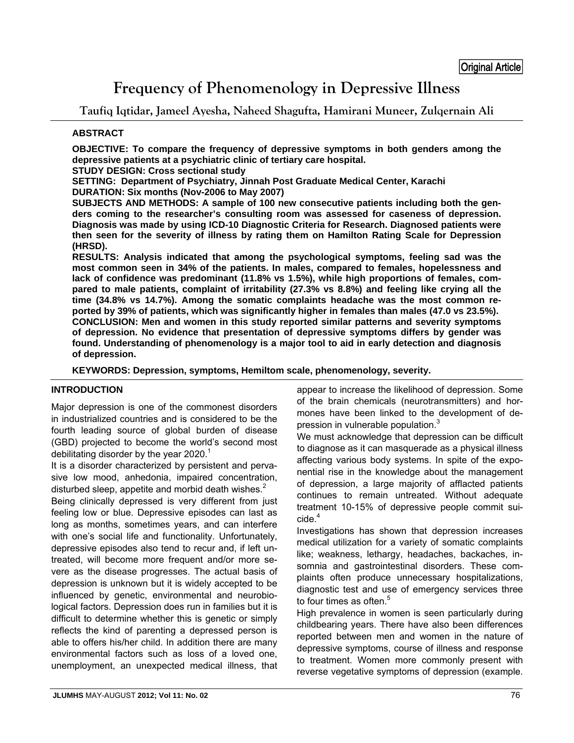Original Article

# Frequency of Phenomenology in Depressive Illness

**Taufiq Iqtidar, Jameel Ayesha, Naheed Shagufta, Hamirani Muneer, Zulqernain Ali**

## ABSTRACT

**OBJECTIVE: To compare the frequency of depressive symptoms in both genders among the depressive patients at a psychiatric clinic of tertiary care hospital.**

**STUDY DESIGN: Cross sectional study**

**SETTING: Department of Psychiatry, Jinnah Post Graduate Medical Center, Karachi**

**DURATION: Six months (Nov-2006 to May 2007)**

**SUBJECTS AND METHODS: A sample of 100 new consecutive patients including both the genders coming to the researcher's consulting room was assessed for caseness of depression. Diagnosis was made by using ICD-10 Diagnostic Criteria for Research. Diagnosed patients were then seen for the severity of illness by rating them on Hamilton Rating Scale for Depression (HRSD).**

**RESULTS: Analysis indicated that among the psychological symptoms, feeling sad was the most common seen in 34% of the patients. In males, compared to females, hopelessness and lack of confidence was predominant (11.8% vs 1.5%), while high proportions of females, compared to male patients, complaint of irritability (27.3% vs 8.8) and feeling like crying all the time (34.8% vs 14.7%). Among the somatic complaints headache was the most common reported by 39% of patients, which was significantly higher in females than males (47.0 vs 23.5%).**

**CONCLUSION: Men and women in this study reported similar patterns and severity symptoms of depression. No evidence that presentation of depressive symptoms differs by gender was found. Understanding of phenomenology is a major tool to aid in early detection and diagnosis of depression.**

**KEYWORDS: Depression, symptoms, Hemiltom scale, phenomenology, severity.**

## INTRODUCTION

Major depression is one of the commonest disorders in industrialized countries and is considered to be the fourth leading source of global burden of disease (GBD) projected to become the world's second most debilitating disorder by the year 2020.[1]

It is a disorder characterized by persistent and pervasive low mood, anhedonia, impaired concentration, disturbed sleep, appetite and morbid death wishes.[2]

Being clinically depressed is very different from just feeling low or blue. Depressive episodes can last as long as months, sometimes years, and can interfere with one's social life and functionality. Unfortunately, depressive episodes also tend to recur and, if left untreated, will become more frequent and/or more severe as the disease progresses. The actual basis of depression is unknown but it is widely accepted to be influenced by genetic, environmental and neurobiological factors. Depression does run in families but it is difficult to determine whether this is genetic or simply reflects the kind of parenting a depressed person is able to offers his/her child. In addition there are many environmental factors such as loss of a loved one, unemployment, an unexpected medical illness, that appear to increase the likelihood of depression. Some of the brain chemicals (neurotransmitters) and hormones have been linked to the development of depression in vulnerable population.[3]

We must acknowledge that depression can be difficult to diagnose as it can masquerade as a physical illness affecting various body systems. In spite of the exponential rise in the knowledge about the management of depression, a large majority of afflacted patients continues to remain untreated. Without adequate treatment 10-15% of depressive people commit suicide.[4]

Investigations has shown that depression increases medical utilization for a variety of somatic complaints like; weakness, lethargy, headaches, backaches, insomnia and gastrointestinal disorders. These complaints often produce unnecessary hospitalizations, diagnostic test and use of emergency services three to four times as often.[5]

High prevalence in women is seen particularly during childbearing years. There have also been differences reported between men and women in the nature of depressive symptoms, course of illness and response to treatment. Women more commonly present with reverse vegetative symptoms of depression (example.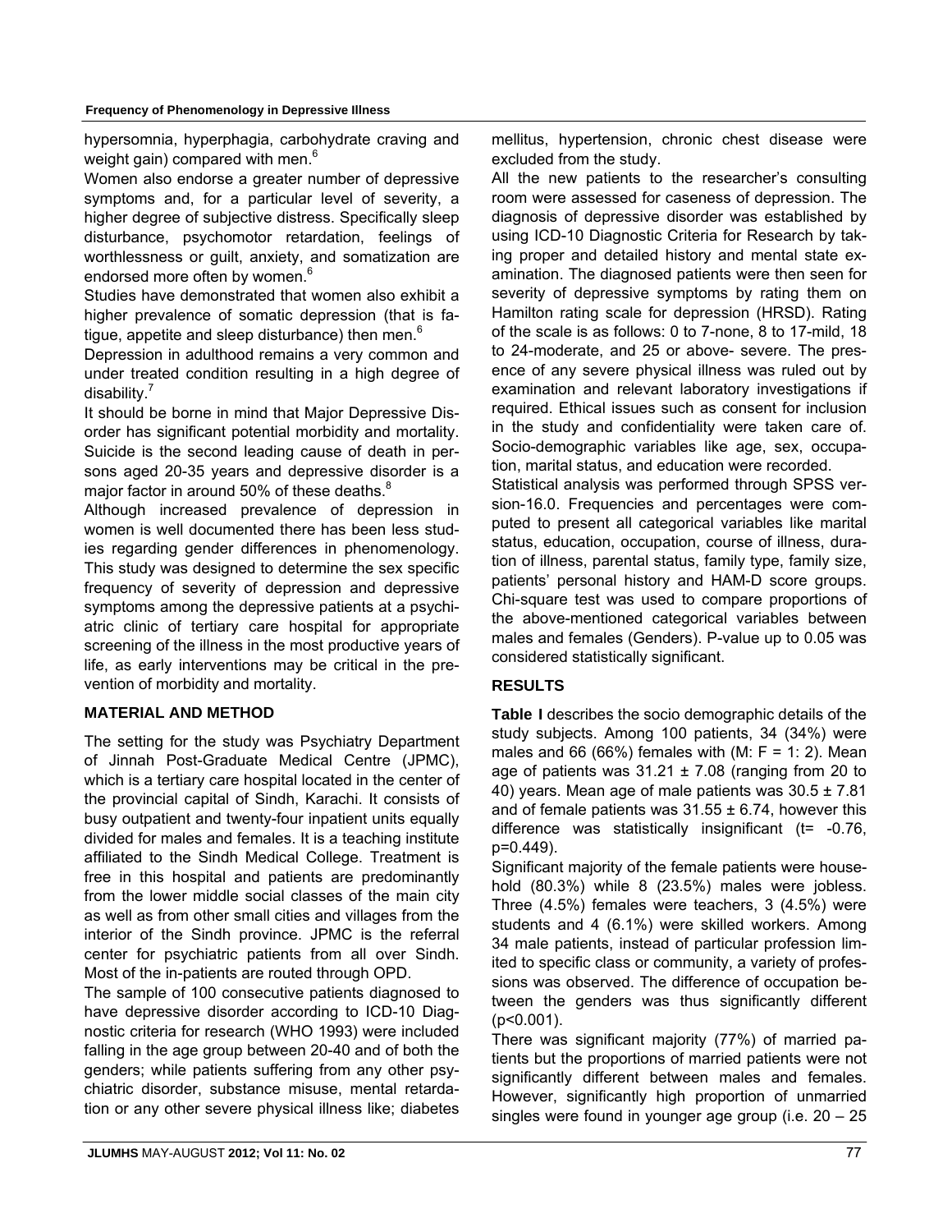hypersomnia, hyperphagia, carbohydrate craving and weight gain) compared with men.[6]

Women also endorse a greater number of depressive symptoms and, for a particular level of severity, a higher degree of subjective distress. Specifically sleep disturbance, psychomotor retardation, feelings of worthlessness or guilt, anxiety, and somatization are endorsed more often by women.[6]

Studies have demonstrated that women also exhibit a higher prevalence of somatic depression (that is fatigue, appetite and sleep disturbance) then men.[6]

Depression in adulthood remains a very common and under treated condition resulting in a high degree of disability.[7]

It should be borne in mind that Major Depressive Disorder has significant potential morbidity and mortality. Suicide is the second leading cause of death in persons aged 20-35 years and depressive disorder is a major factor in around 50% of these deaths.[8]

Although increased prevalence of depression in women is well documented there has been less studies regarding gender differences in phenomenology. This study was designed to determine the sex specific frequency of severity of depression and depressive symptoms among the depressive patients at a psychiatric clinic of tertiary care hospital for appropriate screening of the illness in the most productive years of life, as early interventions may be critical in the prevention of morbidity and mortality.

## MATERIAL AND METHOD

The setting for the study was Psychiatry Department of Jinnah Post-Graduate Medical Centre (JPMC), which is a tertiary care hospital located in the center of the provincial capital of Sindh, Karachi. It consists of busy outpatient and twenty-four inpatient units equally divided for males and females. It is a teaching institute affiliated to the Sindh Medical College. Treatment is free in this hospital and patients are predominantly from the lower middle social classes of the main city as well as from other small cities and villages from the interior of the Sindh province. JPMC is the referral center for psychiatric patients from all over Sindh. Most of the in-patients are routed through OPD.

The sample of 100 consecutive patients diagnosed to have depressive disorder according to ICD-10 Diagnostic criteria for research (WHO 1993) were included falling in the age group between 20-40 and of both the genders; while patients suffering from any other psychiatric disorder, substance misuse, mental retardation or any other severe physical illness like; diabetes mellitus, hypertension, chronic chest disease were excluded from the study.

All the new patients to the researcher's consulting room were assessed for caseness of depression. The diagnosis of depressive disorder was established by using ICD-10 Diagnostic Criteria for Research by taking proper and detailed history and mental state examination. The diagnosed patients were then seen for severity of depressive symptoms by rating them on Hamilton rating scale for depression (HRSD). Rating of the scale is as follows: 0 to 7-none, 8 to 17-mild, 18 to 24-moderate, and 25 or above- severe. The presence of any severe physical illness was ruled out by examination and relevant laboratory investigations if required. Ethical issues such as consent for inclusion in the study and confidentiality were taken care of. Socio-demographic variables like age, sex, occupation, marital status, and education were recorded.

Statistical analysis was performed through SPSS version-16.0. Frequencies and percentages were computed to present all categorical variables like marital status, education, occupation, course of illness, duration of illness, parental status, family type, family size, patients' personal history and HAM-D score groups. Chi-square test was used to compare proportions of the above-mentioned categorical variables between males and females (Genders). P-value up to 0.05 was considered statistically significant.

## RESULTS

**Table I** describes the socio demographic details of the study subjects. Among 100 patients, 34 (34%) were males and 66 (66%) females with (M: F = 1: 2). Mean age of patients was 31.21 ± 7.08 (ranging from 20 to 40) years. Mean age of male patients was 30.5 ± 7.81 and of female patients was 31.55 ± 6.74, however this difference was statistically insignificant ($t= -0.76$, $p=0.449$).

Significant majority of the female patients were household (80.3%) while 8 (23.5%) males were jobless. Three (4.5%) females were teachers, 3 (4.5%) were students and 4 (6.1%) were skilled workers. Among 34 male patients, instead of particular profession limited to specific class or community, a variety of professions was observed. The difference of occupation between the genders was thus significantly different ($p<0.001$).

There was significant majority (77%) of married patients but the proportions of married patients were not significantly different between males and females. However, significantly high proportion of unmarried singles were found in younger age group (i.e. 20 – 25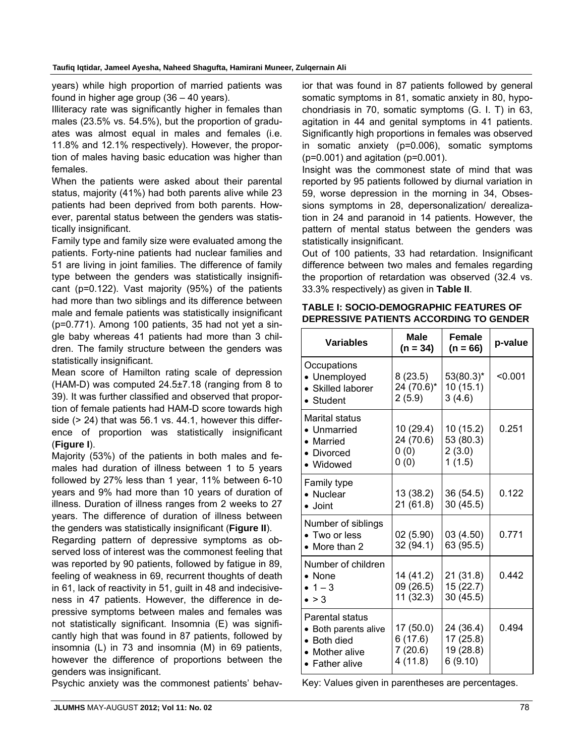years) while high proportion of married patients was found in higher age group (36 – 40 years).

Illiteracy rate was significantly higher in females than males (23.5% vs. 54.5%), but the proportion of graduates was almost equal in males and females (i.e. 11.8% and 12.1% respectively). However, the proportion of males having basic education was higher than females.

When the patients were asked about their parental status, majority (41%) had both parents alive while 23 patients had been deprived from both parents. However, parental status between the genders was statistically insignificant.

Family type and family size were evaluated among the patients. Forty-nine patients had nuclear families and 51 are living in joint families. The difference of family type between the genders was statistically insignificant (p=0.122). Vast majority (95%) of the patients had more than two siblings and its difference between male and female patients was statistically insignificant (p=0.771). Among 100 patients, 35 had not yet a single baby whereas 41 patients had more than 3 children. The family structure between the genders was statistically insignificant.

Mean score of Hamilton rating scale of depression (HAM-D) was computed 24.5±7.18 (ranging from 8 to 39). It was further classified and observed that proportion of female patients had HAM-D score towards high side (> 24) that was 56.1 vs. 44.1, however this difference of proportion was statistically insignificant (**Figure I**).

Majority (53%) of the patients in both males and females had duration of illness between 1 to 5 years followed by 27% less than 1 year, 11% between 6-10 years and 9% had more than 10 years of duration of illness. Duration of illness ranges from 2 weeks to 27 years. The difference of duration of illness between the genders was statistically insignificant (**Figure II**).

Regarding pattern of depressive symptoms as observed loss of interest was the commonest feeling that was reported by 90 patients, followed by fatigue in 89, feeling of weakness in 69, recurrent thoughts of death in 61, lack of reactivity in 51, guilt in 48 and indecisiveness in 47 patients. However, the difference in depressive symptoms between males and females was not statistically significant. Insomnia (E) was significantly high that was found in 87 patients, followed by insomnia (L) in 73 and insomnia (M) in 69 patients, however the difference of proportions between the genders was insignificant.

Psychic anxiety was the commonest patients' behavior that was found in 87 patients followed by general somatic symptoms in 81, somatic anxiety in 80, hypochondriasis in 70, somatic symptoms (G. I. T) in 63, agitation in 44 and genital symptoms in 41 patients. Significantly high proportions in females was observed in somatic anxiety (p=0.006), somatic symptoms (p=0.001) and agitation (p=0.001).

Insight was the commonest state of mind that was reported by 95 patients followed by diurnal variation in 59, worse depression in the morning in 34, Obsessions symptoms in 28, depersonalization/ derealization in 24 and paranoid in 14 patients. However, the pattern of mental status between the genders was statistically insignificant.

Out of 100 patients, 33 had retardation. Insignificant difference between two males and females regarding the proportion of retardation was observed (32.4 vs. 33.3% respectively) as given in **Table II**.

**TABLE I: SOCIO-DEMOGRAPHIC FEATURES OF DEPRESSIVE PATIENTS ACCORDING TO GENDER**

| Variables | Male (n = 34) | Female (n = 66) | p-value |
|---|---|---|---|
| Occupations | | | <0.001 |
| • Unemployed | 8 (23.5) | 53(80.3)* | |
| • Skilled laborer | 24 (70.6)* | 10 (15.1) | |
| • Student | 2 (5.9) | 3 (4.6) | |
| Marital status | | | 0.251 |
| • Unmarried | 10 (29.4) | 10 (15.2) | |
| • Married | 24 (70.6) | 53 (80.3) | |
| • Divorced | 0 (0) | 2 (3.0) | |
| • Widowed | 0 (0) | 1 (1.5) | |
| Family type | | | 0.122 |
| • Nuclear | 13 (38.2) | 36 (54.5) | |
| • Joint | 21 (61.8) | 30 (45.5) | |
| Number of siblings | | | 0.771 |
| • Two or less | 02 (5.90) | 03 (4.50) | |
| • More than 2 | 32 (94.1) | 63 (95.5) | |
| Number of children | | | 0.442 |
| • None | 14 (41.2) | 21 (31.8) | |
| • 1 – 3 | 09 (26.5) | 15 (22.7) | |
| • > 3 | 11 (32.3) | 30 (45.5) | |
| Parental status | | | 0.494 |
| • Both parents alive | 17 (50.0) | 24 (36.4) | |
| • Both died | 6 (17.6) | 17 (25.8) | |
| • Mother alive | 7 (20.6) | 19 (28.8) | |
| • Father alive | 4 (11.8) | 6 (9.10) | |

Key: Values given in parentheses are percentages.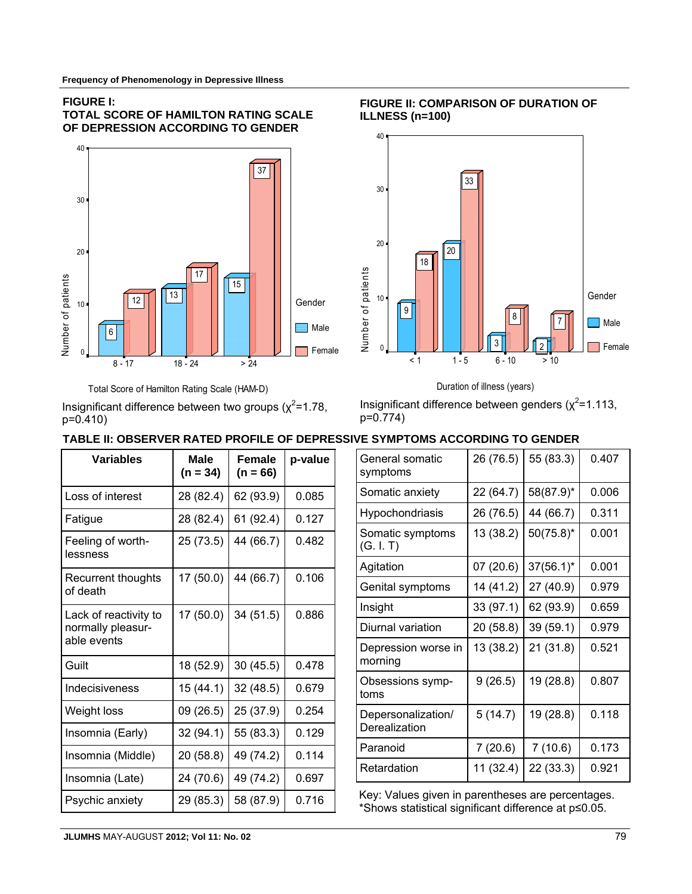### FIGURE I: TOTAL SCORE OF HAMILTON RATING SCALE OF DEPRESSION ACCORDING TO GENDER

Insignificant difference between two groups ($\chi^2$=1.78, p=0.410)

### FIGURE II: COMPARISON OF DURATION OF ILLNESS (n=100)

Insignificant difference between genders ($\chi^2$=1.113, p=0.774)

### TABLE II: OBSERVER RATED PROFILE OF DEPRESSIVE SYMPTOMS ACCORDING TO GENDER

| Variables | Male (n = 34) | Female (n = 66) | p-value |
|---|---|---|---|
| Loss of interest | 28 (82.4) | 62 (93.9) | 0.085 |
| Fatigue | 28 (82.4) | 61 (92.4) | 0.127 |
| Feeling of worth-lessness | 25 (73.5) | 44 (66.7) | 0.482 |
| Recurrent thoughts of death | 17 (50.0) | 44 (66.7) | 0.106 |
| Lack of reactivity to normally pleasur-able events | 17 (50.0) | 34 (51.5) | 0.886 |
| Guilt | 18 (52.9) | 30 (45.5) | 0.478 |
| Indecisiveness | 15 (44.1) | 32 (48.5) | 0.679 |
| Weight loss | 09 (26.5) | 25 (37.9) | 0.254 |
| Insomnia (Early) | 32 (94.1) | 55 (83.3) | 0.129 |
| Insomnia (Middle) | 20 (58.8) | 49 (74.2) | 0.114 |
| Insomnia (Late) | 24 (70.6) | 49 (74.2) | 0.697 |
| Psychic anxiety | 29 (85.3) | 58 (87.9) | 0.716 |
| General somatic symptoms | 26 (76.5) | 55 (83.3) | 0.407 |
| Somatic anxiety | 22 (64.7) | 58(87.9)* | 0.006 |
| Hypochondriasis | 26 (76.5) | 44 (66.7) | 0.311 |
| Somatic symptoms (G. I. T) | 13 (38.2) | 50(75.8)* | 0.001 |
| Agitation | 07 (20.6) | 37(56.1)* | 0.001 |
| Genital symptoms | 14 (41.2) | 27 (40.9) | 0.979 |
| Insight | 33 (97.1) | 62 (93.9) | 0.659 |
| Diurnal variation | 20 (58.8) | 39 (59.1) | 0.979 |
| Depression worse in morning | 13 (38.2) | 21 (31.8) | 0.521 |
| Obsessions symp-toms | 9 (26.5) | 19 (28.8) | 0.807 |
| Depersonalization/ Derealization | 5 (14.7) | 19 (28.8) | 0.118 |
| Paranoid | 7 (20.6) | 7 (10.6) | 0.173 |
| Retardation | 11 (32.4) | 22 (33.3) | 0.921 |

Key: Values given in parentheses are percentages.
*Shows statistical significant difference at p≤0.05.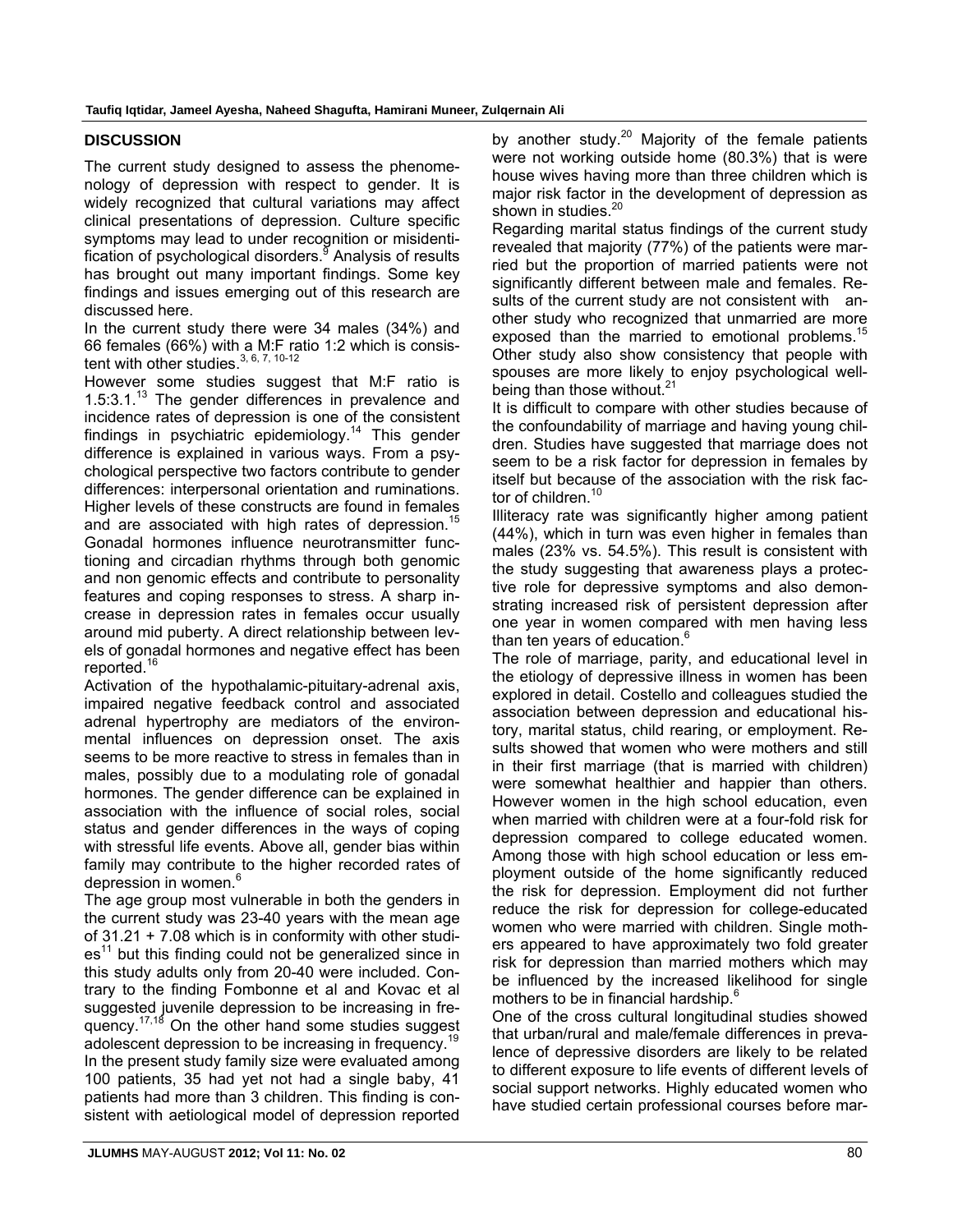## DISCUSSION

The current study designed to assess the phenomenology of depression with respect to gender. It is widely recognized that cultural variations may affect clinical presentations of depression. Culture specific symptoms may lead to under recognition or misidentification of psychological disorders.[9] Analysis of results has brought out many important findings. Some key findings and issues emerging out of this research are discussed here.

In the current study there were 34 males (34%) and 66 females (66%) with a M:F ratio 1:2 which is consistent with other studies.[3, 6, 7, 10-12]

However some studies suggest that M:F ratio is 1.5:3.1.[13] The gender differences in prevalence and incidence rates of depression is one of the consistent findings in psychiatric epidemiology.[14] This gender difference is explained in various ways. From a psychological perspective two factors contribute to gender differences: interpersonal orientation and ruminations. Higher levels of these constructs are found in females and are associated with high rates of depression.[15] Gonadal hormones influence neurotransmitter functioning and circadian rhythms through both genomic and non genomic effects and contribute to personality features and coping responses to stress. A sharp increase in depression rates in females occur usually around mid puberty. A direct relationship between levels of gonadal hormones and negative effect has been reported.[16]

Activation of the hypothalamic-pituitary-adrenal axis, impaired negative feedback control and associated adrenal hypertrophy are mediators of the environmental influences on depression onset. The axis seems to be more reactive to stress in females than in males, possibly due to a modulating role of gonadal hormones. The gender difference can be explained in association with the influence of social roles, social status and gender differences in the ways of coping with stressful life events. Above all, gender bias within family may contribute to the higher recorded rates of depression in women.[6]

The age group most vulnerable in both the genders in the current study was 23-40 years with the mean age of 31.21 + 7.08 which is in conformity with other studies[11] but this finding could not be generalized since in this study adults only from 20-40 were included. Contrary to the finding Fombonne et al and Kovac et al suggested juvenile depression to be increasing in frequency.[17,18] On the other hand some studies suggest adolescent depression to be increasing in frequency.[19]

In the present study family size were evaluated among 100 patients, 35 had yet not had a single baby, 41 patients had more than 3 children. This finding is consistent with aetiological model of depression reported by another study.[20] Majority of the female patients were not working outside home (80.3%) that is were house wives having more than three children which is major risk factor in the development of depression as shown in studies.[20]

Regarding marital status findings of the current study revealed that majority (77%) of the patients were married but the proportion of married patients were not significantly different between male and females. Results of the current study are not consistent with another study who recognized that unmarried are more exposed than the married to emotional problems.[15] Other study also show consistency that people with spouses are more likely to enjoy psychological well-being than those without.[21]

It is difficult to compare with other studies because of the confoundability of marriage and having young children. Studies have suggested that marriage does not seem to be a risk factor for depression in females by itself but because of the association with the risk factor of children.[10]

Illiteracy rate was significantly higher among patient (44%), which in turn was even higher in females than males (23% vs. 54.5%). This result is consistent with the study suggesting that awareness plays a protective role for depressive symptoms and also demonstrating increased risk of persistent depression after one year in women compared with men having less than ten years of education.[6]

The role of marriage, parity, and educational level in the etiology of depressive illness in women has been explored in detail. Costello and colleagues studied the association between depression and educational history, marital status, child rearing, or employment. Results showed that women who were mothers and still in their first marriage (that is married with children) were somewhat healthier and happier than others. However women in the high school education, even when married with children were at a four-fold risk for depression compared to college educated women. Among those with high school education or less employment outside of the home significantly reduced the risk for depression. Employment did not further reduce the risk for depression for college-educated women who were married with children. Single mothers appeared to have approximately two fold greater risk for depression than married mothers which may be influenced by the increased likelihood for single mothers to be in financial hardship.[6]

One of the cross cultural longitudinal studies showed that urban/rural and male/female differences in prevalence of depressive disorders are likely to be related to different exposure to life events of different levels of social support networks. Highly educated women who have studied certain professional courses before mar-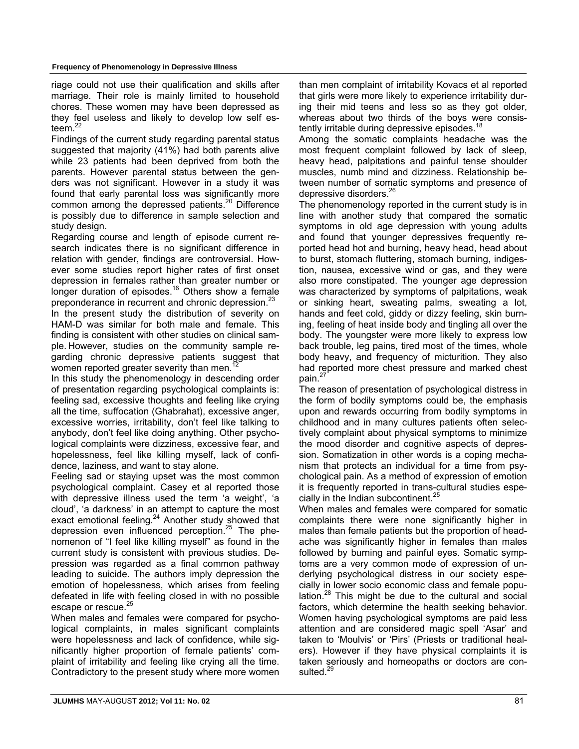riage could not use their qualification and skills after marriage. Their role is mainly limited to household chores. These women may have been depressed as they feel useless and likely to develop low self esteem.[22]

Findings of the current study regarding parental status suggested that majority (41%) had both parents alive while 23 patients had been deprived from both the parents. However parental status between the genders was not significant. However in a study it was found that early parental loss was significantly more common among the depressed patients.[20] Difference is possibly due to difference in sample selection and study design.

Regarding course and length of episode current research indicates there is no significant difference in relation with gender, findings are controversial. However some studies report higher rates of first onset depression in females rather than greater number or longer duration of episodes.[16] Others show a female preponderance in recurrent and chronic depression.[23]

In the present study the distribution of severity on HAM-D was similar for both male and female. This finding is consistent with other studies on clinical sample. However, studies on the community sample regarding chronic depressive patients suggest that women reported greater severity than men.[12]

In this study the phenomenology in descending order of presentation regarding psychological complaints is: feeling sad, excessive thoughts and feeling like crying all the time, suffocation (Ghabrahat), excessive anger, excessive worries, irritability, don't feel like talking to anybody, don't feel like doing anything. Other psychological complaints were dizziness, excessive fear, and hopelessness, feel like killing myself, lack of confidence, laziness, and want to stay alone.

Feeling sad or staying upset was the most common psychological complaint. Casey et al reported those with depressive illness used the term 'a weight', 'a cloud', 'a darkness' in an attempt to capture the most exact emotional feeling.[24] Another study showed that depression even influenced perception.[25] The phenomenon of "I feel like killing myself" as found in the current study is consistent with previous studies. Depression was regarded as a final common pathway leading to suicide. The authors imply depression the emotion of hopelessness, which arises from feeling defeated in life with feeling closed in with no possible escape or rescue.[25]

When males and females were compared for psychological complaints, in males significant complaints were hopelessness and lack of confidence, while significantly higher proportion of female patients' complaint of irritability and feeling like crying all the time. Contradictory to the present study where more women than men complaint of irritability Kovacs et al reported that girls were more likely to experience irritability during their mid teens and less so as they got older, whereas about two thirds of the boys were consistently irritable during depressive episodes.[18]

Among the somatic complaints headache was the most frequent complaint followed by lack of sleep, heavy head, palpitations and painful tense shoulder muscles, numb mind and dizziness. Relationship between number of somatic symptoms and presence of depressive disorders.[26]

The phenomenology reported in the current study is in line with another study that compared the somatic symptoms in old age depression with young adults and found that younger depressives frequently reported head hot and burning, heavy head, head about to burst, stomach fluttering, stomach burning, indigestion, nausea, excessive wind or gas, and they were also more constipated. The younger age depression was characterized by symptoms of palpitations, weak or sinking heart, sweating palms, sweating a lot, hands and feet cold, giddy or dizzy feeling, skin burning, feeling of heat inside body and tingling all over the body. The youngster were more likely to express low back trouble, leg pains, tired most of the times, whole body heavy, and frequency of micturition. They also had reported more chest pressure and marked chest pain.[27]

The reason of presentation of psychological distress in the form of bodily symptoms could be, the emphasis upon and rewards occurring from bodily symptoms in childhood and in many cultures patients often selectively complaint about physical symptoms to minimize the mood disorder and cognitive aspects of depression. Somatization in other words is a coping mechanism that protects an individual for a time from psychological pain. As a method of expression of emotion it is frequently reported in trans-cultural studies especially in the Indian subcontinent.[25]

When males and females were compared for somatic complaints there were none significantly higher in males than female patients but the proportion of headache was significantly higher in females than males followed by burning and painful eyes. Somatic symptoms are a very common mode of expression of underlying psychological distress in our society especially in lower socio economic class and female population.[28] This might be due to the cultural and social factors, which determine the health seeking behavior. Women having psychological symptoms are paid less attention and are considered magic spell 'Asar' and taken to 'Moulvis' or 'Pirs' (Priests or traditional healers). However if they have physical complaints it is taken seriously and homeopaths or doctors are consulted.[29]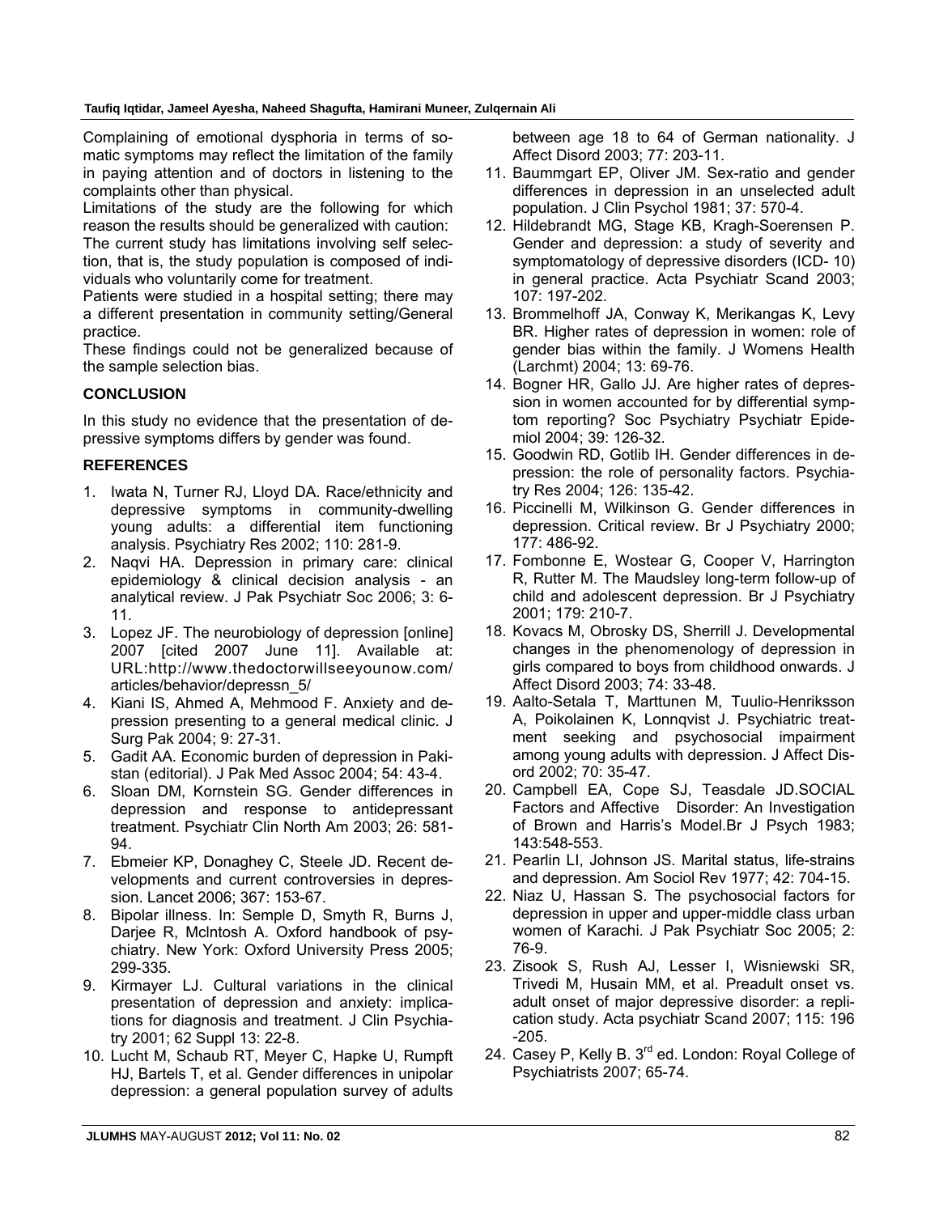Complaining of emotional dysphoria in terms of somatic symptoms may reflect the limitation of the family in paying attention and of doctors in listening to the complaints other than physical.

Limitations of the study are the following for which reason the results should be generalized with caution:

The current study has limitations involving self selection, that is, the study population is composed of individuals who voluntarily come for treatment.

Patients were studied in a hospital setting; there may a different presentation in community setting/General practice.

These findings could not be generalized because of the sample selection bias.

## CONCLUSION

In this study no evidence that the presentation of depressive symptoms differs by gender was found.

## REFERENCES

1. Iwata N, Turner RJ, Lloyd DA. Race/ethnicity and depressive symptoms in community-dwelling young adults: a differential item functioning analysis. Psychiatry Res 2002; 110: 281-9.
2. Naqvi HA. Depression in primary care: clinical epidemiology & clinical decision analysis - an analytical review. J Pak Psychiatr Soc 2006; 3: 6-11.
3. Lopez JF. The neurobiology of depression [online] 2007 [cited 2007 June 11]. Available at: URL:http://www.thedoctorwillseeyounow.com/articles/behavior/depressn_5/
4. Kiani IS, Ahmed A, Mehmood F. Anxiety and depression presenting to a general medical clinic. J Surg Pak 2004; 9: 27-31.
5. Gadit AA. Economic burden of depression in Pakistan (editorial). J Pak Med Assoc 2004; 54: 43-4.
6. Sloan DM, Kornstein SG. Gender differences in depression and response to antidepressant treatment. Psychiatr Clin North Am 2003; 26: 581-94.
7. Ebmeier KP, Donaghey C, Steele JD. Recent developments and current controversies in depression. Lancet 2006; 367: 153-67.
8. Bipolar illness. In: Semple D, Smyth R, Burns J, Darjee R, McIntosh A. Oxford handbook of psychiatry. New York: Oxford University Press 2005; 299-335.
9. Kirmayer LJ. Cultural variations in the clinical presentation of depression and anxiety: implications for diagnosis and treatment. J Clin Psychiatry 2001; 62 Suppl 13: 22-8.
10. Lucht M, Schaub RT, Meyer C, Hapke U, Rumpft HJ, Bartels T, et al. Gender differences in unipolar depression: a general population survey of adults between age 18 to 64 of German nationality. J Affect Disord 2003; 77: 203-11.
11. Baummgart EP, Oliver JM. Sex-ratio and gender differences in depression in an unselected adult population. J Clin Psychol 1981; 37: 570-4.
12. Hildebrandt MG, Stage KB, Kragh-Soerensen P. Gender and depression: a study of severity and symptomatology of depressive disorders (ICD- 10) in general practice. Acta Psychiatr Scand 2003; 107: 197-202.
13. Brommelhoff JA, Conway K, Merikangas K, Levy BR. Higher rates of depression in women: role of gender bias within the family. J Womens Health (Larchmt) 2004; 13: 69-76.
14. Bogner HR, Gallo JJ. Are higher rates of depression in women accounted for by differential symptom reporting? Soc Psychiatry Psychiatr Epidemiol 2004; 39: 126-32.
15. Goodwin RD, Gotlib IH. Gender differences in depression: the role of personality factors. Psychiatry Res 2004; 126: 135-42.
16. Piccinelli M, Wilkinson G. Gender differences in depression. Critical review. Br J Psychiatry 2000; 177: 486-92.
17. Fombonne E, Wostear G, Cooper V, Harrington R, Rutter M. The Maudsley long-term follow-up of child and adolescent depression. Br J Psychiatry 2001; 179: 210-7.
18. Kovacs M, Obrosky DS, Sherrill J. Developmental changes in the phenomenology of depression in girls compared to boys from childhood onwards. J Affect Disord 2003; 74: 33-48.
19. Aalto-Setala T, Marttunen M, Tuulio-Henriksson A, Poikolainen K, Lonnqvist J. Psychiatric treatment seeking and psychosocial impairment among young adults with depression. J Affect Disord 2002; 70: 35-47.
20. Campbell EA, Cope SJ, Teasdale JD.SOCIAL Factors and Affective Disorder: An Investigation of Brown and Harris's Model.Br J Psych 1983; 143:548-553.
21. Pearlin LI, Johnson JS. Marital status, life-strains and depression. Am Sociol Rev 1977; 42: 704-15.
22. Niaz U, Hassan S. The psychosocial factors for depression in upper and upper-middle class urban women of Karachi. J Pak Psychiatr Soc 2005; 2: 76-9.
23. Zisook S, Rush AJ, Lesser I, Wisniewski SR, Trivedi M, Husain MM, et al. Preadult onset vs. adult onset of major depressive disorder: a replication study. Acta psychiatr Scand 2007; 115: 196-205.
24. Casey P, Kelly B. 3rd ed. London: Royal College of Psychiatrists 2007; 65-74.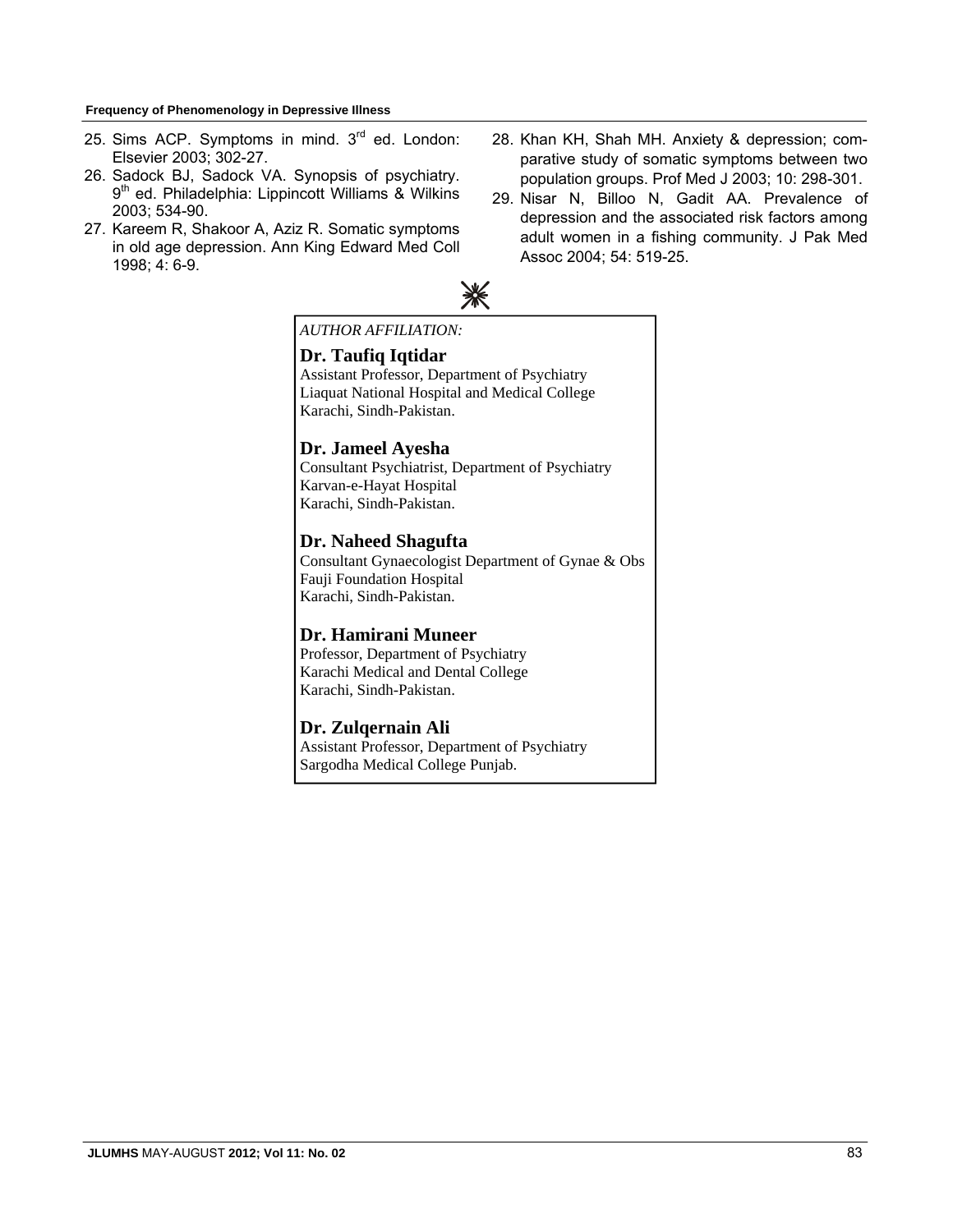25. Sims ACP. Symptoms in mind. 3rd ed. London: Elsevier 2003; 302-27.
26. Sadock BJ, Sadock VA. Synopsis of psychiatry. 9th ed. Philadelphia: Lippincott Williams & Wilkins 2003; 534-90.
27. Kareem R, Shakoor A, Aziz R. Somatic symptoms in old age depression. Ann King Edward Med Coll 1998; 4: 6-9.
28. Khan KH, Shah MH. Anxiety & depression; comparative study of somatic symptoms between two population groups. Prof Med J 2003; 10: 298-301.
29. Nisar N, Billoo N, Gadit AA. Prevalence of depression and the associated risk factors among adult women in a fishing community. J Pak Med Assoc 2004; 54: 519-25.

*AUTHOR AFFILIATION:*

**Dr. Taufiq Iqtidar**
Assistant Professor, Department of Psychiatry
Liaquat National Hospital and Medical College
Karachi, Sindh-Pakistan.

**Dr. Jameel Ayesha**
Consultant Psychiatrist, Department of Psychiatry
Karvan-e-Hayat Hospital
Karachi, Sindh-Pakistan.

**Dr. Naheed Shagufta**
Consultant Gynaecologist Department of Gynae & Obs
Fauji Foundation Hospital
Karachi, Sindh-Pakistan.

**Dr. Hamirani Muneer**
Professor, Department of Psychiatry
Karachi Medical and Dental College
Karachi, Sindh-Pakistan.

**Dr. Zulqernain Ali**
Assistant Professor, Department of Psychiatry
Sargodha Medical College Punjab.